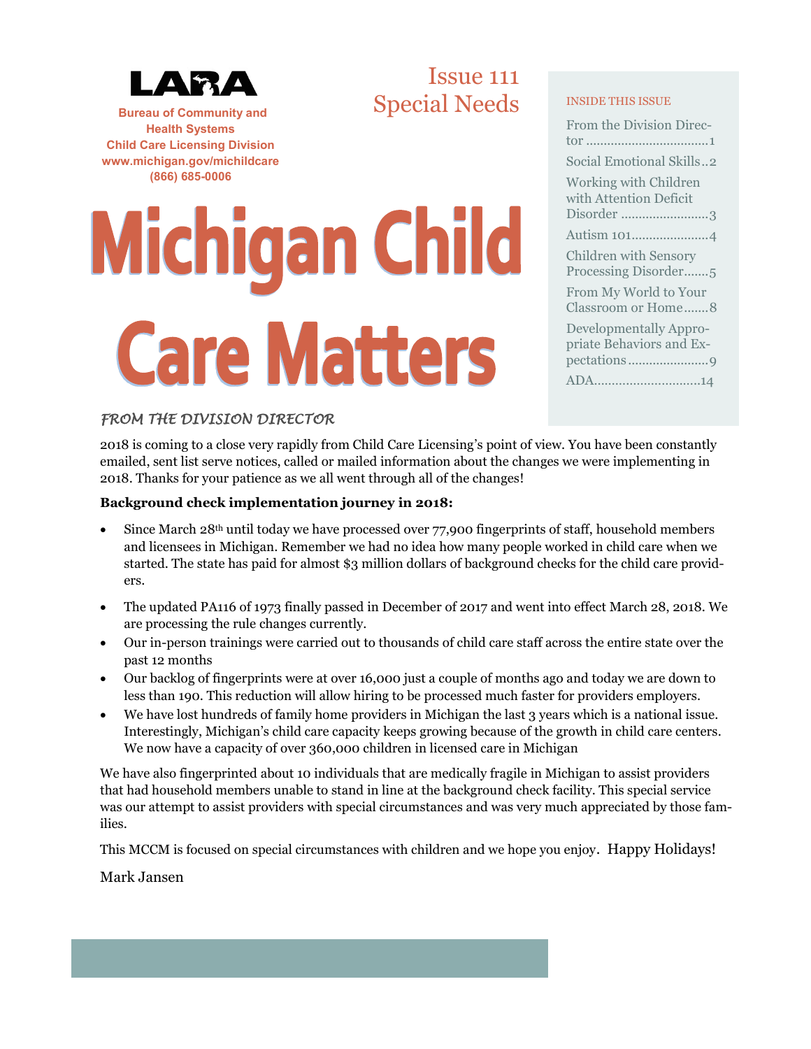**LARA**

**Bureau of Community and Health Systems**
**Child Care Licensing Division**
**www.michigan.gov/michildcare**
**(866) 685-0006**

Issue 111
Special Needs

# Michigan Child Care Matters

**INSIDE THIS ISSUE**

- From the Division Director ....1
- Social Emotional Skills ..2
- Working with Children with Attention Deficit Disorder ....3
- Autism 101....4
- Children with Sensory Processing Disorder.......5
- From My World to Your Classroom or Home.......8
- Developmentally Appropriate Behaviors and Expectations.......9
- ADA.......14

## *FROM THE DIVISION DIRECTOR*

2018 is coming to a close very rapidly from Child Care Licensing's point of view. You have been constantly emailed, sent list serve notices, called or mailed information about the changes we were implementing in 2018. Thanks for your patience as we all went through all of the changes!

**Background check implementation journey in 2018:**

- Since March 28th until today we have processed over 77,900 fingerprints of staff, household members and licensees in Michigan. Remember we had no idea how many people worked in child care when we started. The state has paid for almost $3 million dollars of background checks for the child care providers.
- The updated PA116 of 1973 finally passed in December of 2017 and went into effect March 28, 2018. We are processing the rule changes currently.
- Our in-person trainings were carried out to thousands of child care staff across the entire state over the past 12 months
- Our backlog of fingerprints were at over 16,000 just a couple of months ago and today we are down to less than 190. This reduction will allow hiring to be processed much faster for providers employers.
- We have lost hundreds of family home providers in Michigan the last 3 years which is a national issue. Interestingly, Michigan's child care capacity keeps growing because of the growth in child care centers. We now have a capacity of over 360,000 children in licensed care in Michigan

We have also fingerprinted about 10 individuals that are medically fragile in Michigan to assist providers that had household members unable to stand in line at the background check facility. This special service was our attempt to assist providers with special circumstances and was very much appreciated by those families.

This MCCM is focused on special circumstances with children and we hope you enjoy. Happy Holidays!

Mark Jansen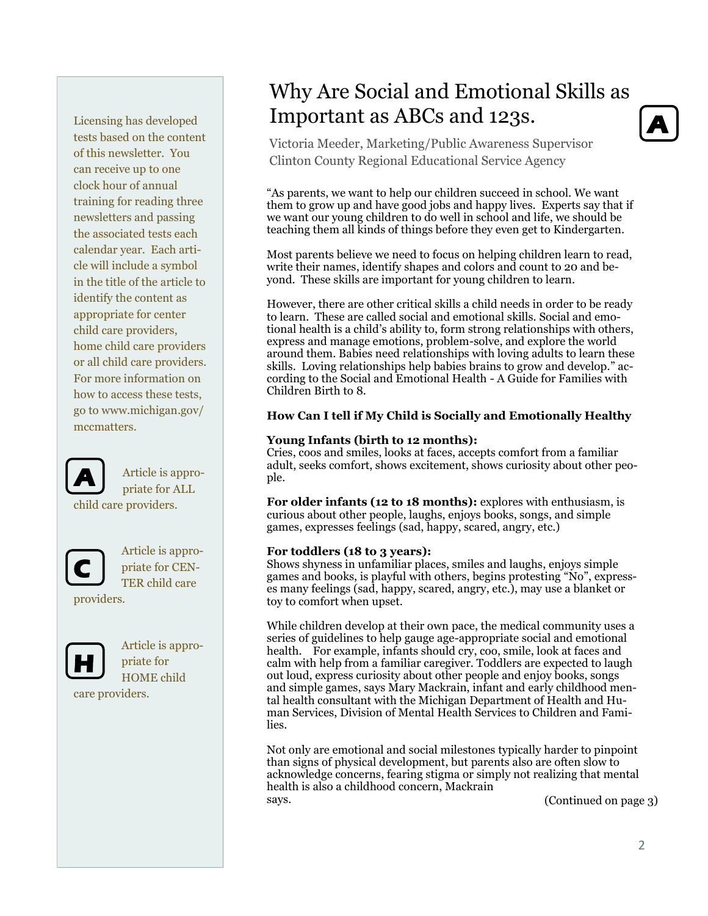Licensing has developed tests based on the content of this newsletter. You can receive up to one clock hour of annual training for reading three newsletters and passing the associated tests each calendar year. Each article will include a symbol in the title of the article to identify the content as appropriate for center child care providers, home child care providers or all child care providers. For more information on how to access these tests, go to www.michigan.gov/mccmatters.

**A** Article is appropriate for ALL child care providers.

**C** Article is appropriate for CENTER child care providers.

**H** Article is appropriate for HOME child care providers.

# Why Are Social and Emotional Skills as Important as ABCs and 123s. A

Victoria Meeder, Marketing/Public Awareness Supervisor
Clinton County Regional Educational Service Agency

"As parents, we want to help our children succeed in school. We want them to grow up and have good jobs and happy lives. Experts say that if we want our young children to do well in school and life, we should be teaching them all kinds of things before they even get to Kindergarten.

Most parents believe we need to focus on helping children learn to read, write their names, identify shapes and colors and count to 20 and beyond. These skills are important for young children to learn.

However, there are other critical skills a child needs in order to be ready to learn. These are called social and emotional skills. Social and emotional health is a child's ability to, form strong relationships with others, express and manage emotions, problem-solve, and explore the world around them. Babies need relationships with loving adults to learn these skills. Loving relationships help babies brains to grow and develop." according to the Social and Emotional Health - A Guide for Families with Children Birth to 8.

**How Can I tell if My Child is Socially and Emotionally Healthy**

**Young Infants (birth to 12 months):**
Cries, coos and smiles, looks at faces, accepts comfort from a familiar adult, seeks comfort, shows excitement, shows curiosity about other people.

**For older infants (12 to 18 months):** explores with enthusiasm, is curious about other people, laughs, enjoys books, songs, and simple games, expresses feelings (sad, happy, scared, angry, etc.)

**For toddlers (18 to 3 years):**
Shows shyness in unfamiliar places, smiles and laughs, enjoys simple games and books, is playful with others, begins protesting "No", expresses many feelings (sad, happy, scared, angry, etc.), may use a blanket or toy to comfort when upset.

While children develop at their own pace, the medical community uses a series of guidelines to help gauge age-appropriate social and emotional health. For example, infants should cry, coo, smile, look at faces and calm with help from a familiar caregiver. Toddlers are expected to laugh out loud, express curiosity about other people and enjoy books, songs and simple games, says Mary Mackrain, infant and early childhood mental health consultant with the Michigan Department of Health and Human Services, Division of Mental Health Services to Children and Families.

Not only are emotional and social milestones typically harder to pinpoint than signs of physical development, but parents also are often slow to acknowledge concerns, fearing stigma or simply not realizing that mental health is also a childhood concern, Mackrain says.

(Continued on page 3)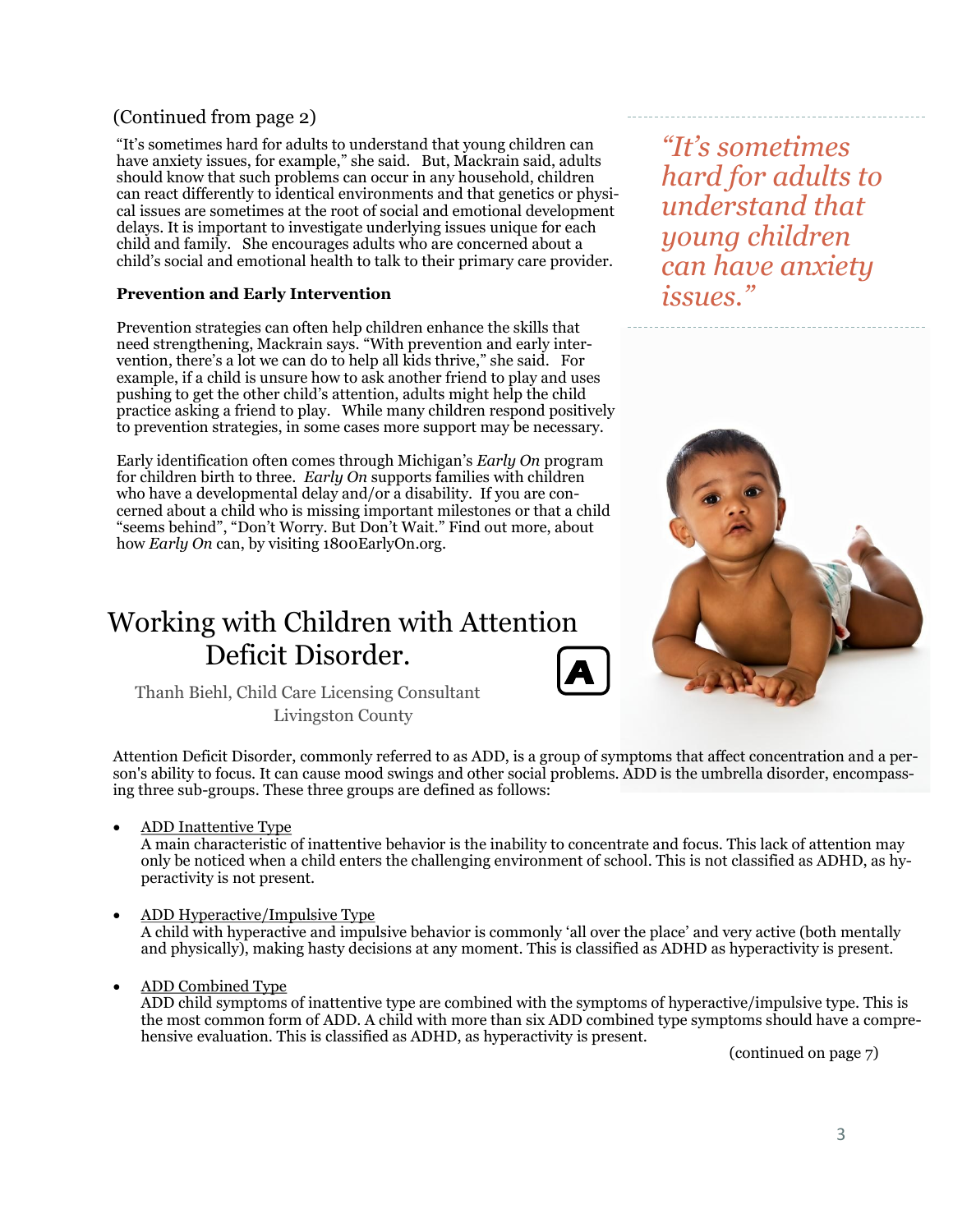(Continued from page 2)

"It's sometimes hard for adults to understand that young children can have anxiety issues, for example," she said. But, Mackrain said, adults should know that such problems can occur in any household, children can react differently to identical environments and that genetics or physical issues are sometimes at the root of social and emotional development delays. It is important to investigate underlying issues unique for each child and family. She encourages adults who are concerned about a child's social and emotional health to talk to their primary care provider.

*"It's sometimes hard for adults to understand that young children can have anxiety issues."*

**Prevention and Early Intervention**

Prevention strategies can often help children enhance the skills that need strengthening, Mackrain says. "With prevention and early intervention, there's a lot we can do to help all kids thrive," she said. For example, if a child is unsure how to ask another friend to play and uses pushing to get the other child's attention, adults might help the child practice asking a friend to play. While many children respond positively to prevention strategies, in some cases more support may be necessary.

Early identification often comes through Michigan's *Early On* program for children birth to three. *Early On* supports families with children who have a developmental delay and/or a disability. If you are concerned about a child who is missing important milestones or that a child "seems behind", "Don't Worry. But Don't Wait." Find out more, about how *Early On* can, by visiting 1800EarlyOn.org.

# Working with Children with Attention Deficit Disorder.

Thanh Biehl, Child Care Licensing Consultant
Livingston County

Attention Deficit Disorder, commonly referred to as ADD, is a group of symptoms that affect concentration and a person's ability to focus. It can cause mood swings and other social problems. ADD is the umbrella disorder, encompassing three sub-groups. These three groups are defined as follows:

- ADD Inattentive Type
  A main characteristic of inattentive behavior is the inability to concentrate and focus. This lack of attention may only be noticed when a child enters the challenging environment of school. This is not classified as ADHD, as hyperactivity is not present.

- ADD Hyperactive/Impulsive Type
  A child with hyperactive and impulsive behavior is commonly 'all over the place' and very active (both mentally and physically), making hasty decisions at any moment. This is classified as ADHD as hyperactivity is present.

- ADD Combined Type
  ADD child symptoms of inattentive type are combined with the symptoms of hyperactive/impulsive type. This is the most common form of ADD. A child with more than six ADD combined type symptoms should have a comprehensive evaluation. This is classified as ADHD, as hyperactivity is present.

(continued on page 7)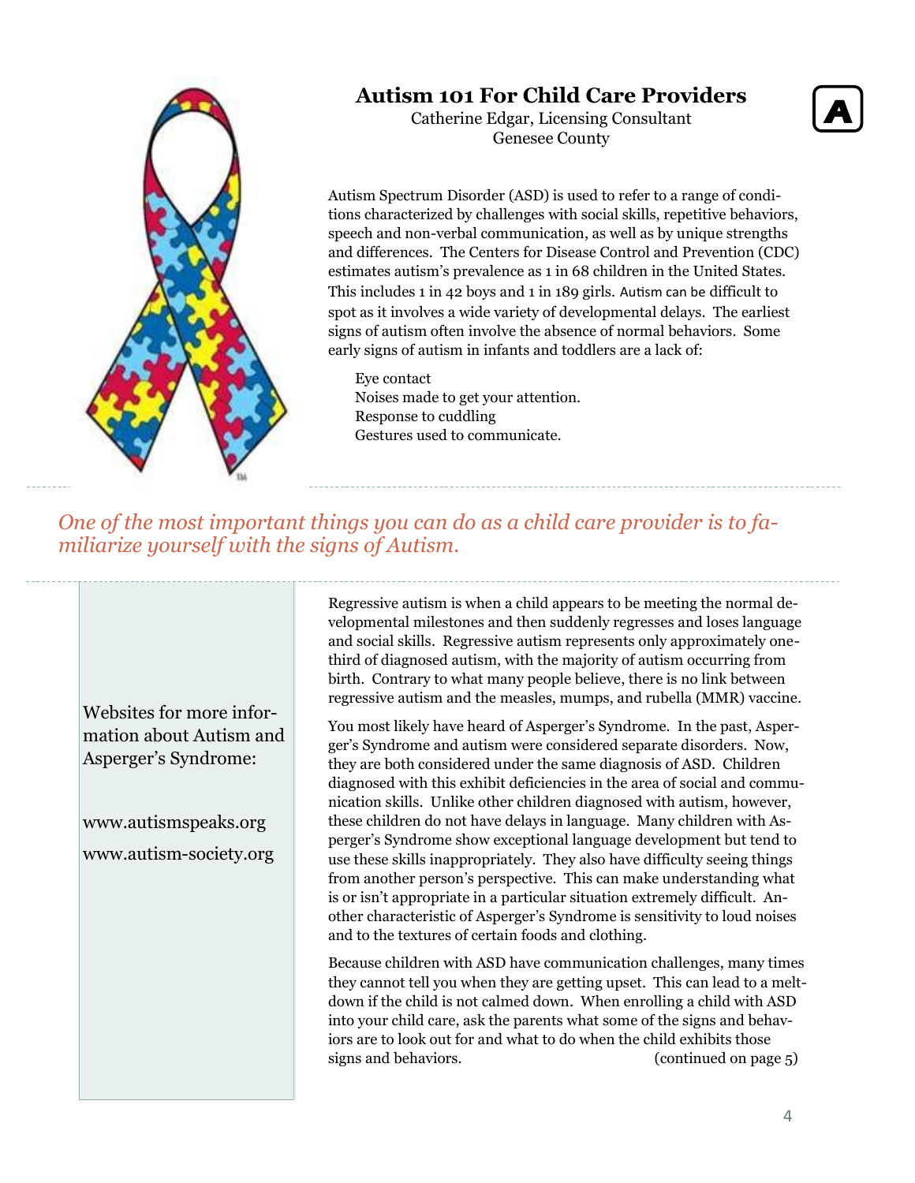# Autism 101 For Child Care Providers

Catherine Edgar, Licensing Consultant
Genesee County

Autism Spectrum Disorder (ASD) is used to refer to a range of conditions characterized by challenges with social skills, repetitive behaviors, speech and non-verbal communication, as well as by unique strengths and differences. The Centers for Disease Control and Prevention (CDC) estimates autism's prevalence as 1 in 68 children in the United States. This includes 1 in 42 boys and 1 in 189 girls. Autism can be difficult to spot as it involves a wide variety of developmental delays. The earliest signs of autism often involve the absence of normal behaviors. Some early signs of autism in infants and toddlers are a lack of:

- Eye contact
- Noises made to get your attention.
- Response to cuddling
- Gestures used to communicate.

*One of the most important things you can do as a child care provider is to familiarize yourself with the signs of Autism.*

Regressive autism is when a child appears to be meeting the normal developmental milestones and then suddenly regresses and loses language and social skills. Regressive autism represents only approximately one-third of diagnosed autism, with the majority of autism occurring from birth. Contrary to what many people believe, there is no link between regressive autism and the measles, mumps, and rubella (MMR) vaccine.

You most likely have heard of Asperger's Syndrome. In the past, Asperger's Syndrome and autism were considered separate disorders. Now, they are both considered under the same diagnosis of ASD. Children diagnosed with this exhibit deficiencies in the area of social and communication skills. Unlike other children diagnosed with autism, however, these children do not have delays in language. Many children with Asperger's Syndrome show exceptional language development but tend to use these skills inappropriately. They also have difficulty seeing things from another person's perspective. This can make understanding what is or isn't appropriate in a particular situation extremely difficult. Another characteristic of Asperger's Syndrome is sensitivity to loud noises and to the textures of certain foods and clothing.

Because children with ASD have communication challenges, many times they cannot tell you when they are getting upset. This can lead to a meltdown if the child is not calmed down. When enrolling a child with ASD into your child care, ask the parents what some of the signs and behaviors are to look out for and what to do when the child exhibits those signs and behaviors. (continued on page 5)

Websites for more information about Autism and Asperger's Syndrome:

www.autismspeaks.org

www.autism-society.org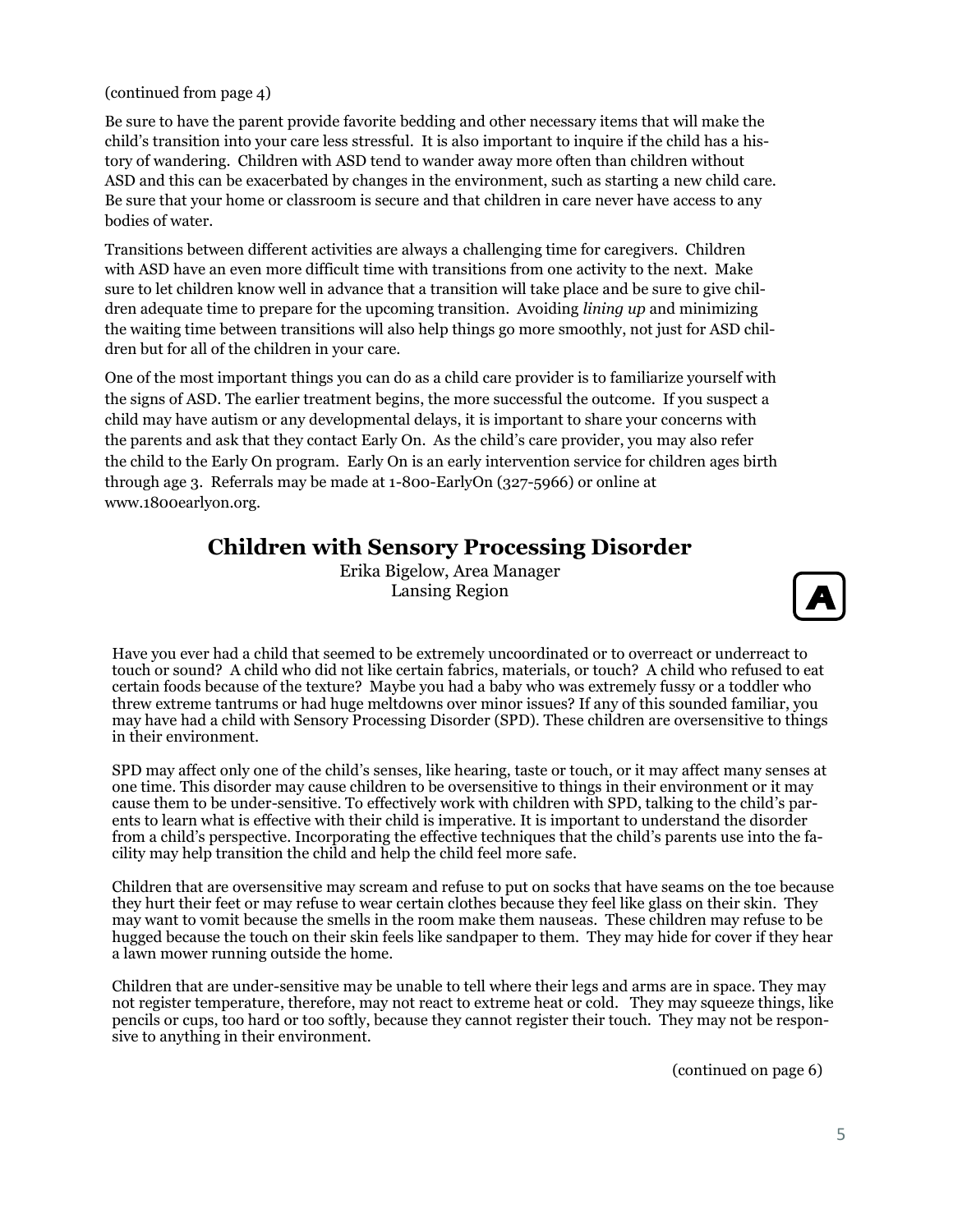(continued from page 4)

Be sure to have the parent provide favorite bedding and other necessary items that will make the child's transition into your care less stressful. It is also important to inquire if the child has a history of wandering. Children with ASD tend to wander away more often than children without ASD and this can be exacerbated by changes in the environment, such as starting a new child care. Be sure that your home or classroom is secure and that children in care never have access to any bodies of water.

Transitions between different activities are always a challenging time for caregivers. Children with ASD have an even more difficult time with transitions from one activity to the next. Make sure to let children know well in advance that a transition will take place and be sure to give children adequate time to prepare for the upcoming transition. Avoiding *lining up* and minimizing the waiting time between transitions will also help things go more smoothly, not just for ASD children but for all of the children in your care.

One of the most important things you can do as a child care provider is to familiarize yourself with the signs of ASD. The earlier treatment begins, the more successful the outcome. If you suspect a child may have autism or any developmental delays, it is important to share your concerns with the parents and ask that they contact Early On. As the child's care provider, you may also refer the child to the Early On program. Early On is an early intervention service for children ages birth through age 3. Referrals may be made at 1-800-EarlyOn (327-5966) or online at www.1800earlyon.org.

## Children with Sensory Processing Disorder

Erika Bigelow, Area Manager
Lansing Region

Have you ever had a child that seemed to be extremely uncoordinated or to overreact or underreact to touch or sound? A child who did not like certain fabrics, materials, or touch? A child who refused to eat certain foods because of the texture? Maybe you had a baby who was extremely fussy or a toddler who threw extreme tantrums or had huge meltdowns over minor issues? If any of this sounded familiar, you may have had a child with Sensory Processing Disorder (SPD). These children are oversensitive to things in their environment.

SPD may affect only one of the child's senses, like hearing, taste or touch, or it may affect many senses at one time. This disorder may cause children to be oversensitive to things in their environment or it may cause them to be under-sensitive. To effectively work with children with SPD, talking to the child's parents to learn what is effective with their child is imperative. It is important to understand the disorder from a child's perspective. Incorporating the effective techniques that the child's parents use into the facility may help transition the child and help the child feel more safe.

Children that are oversensitive may scream and refuse to put on socks that have seams on the toe because they hurt their feet or may refuse to wear certain clothes because they feel like glass on their skin. They may want to vomit because the smells in the room make them nauseas. These children may refuse to be hugged because the touch on their skin feels like sandpaper to them. They may hide for cover if they hear a lawn mower running outside the home.

Children that are under-sensitive may be unable to tell where their legs and arms are in space. They may not register temperature, therefore, may not react to extreme heat or cold. They may squeeze things, like pencils or cups, too hard or too softly, because they cannot register their touch. They may not be responsive to anything in their environment.

(continued on page 6)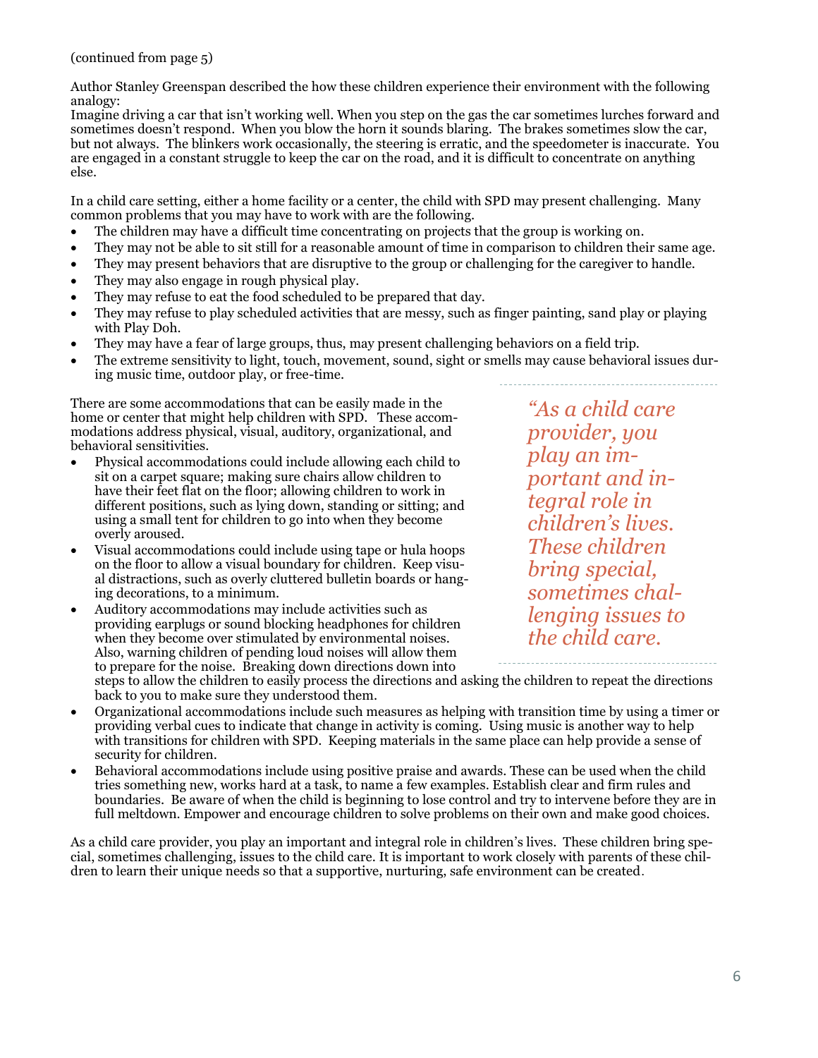(continued from page 5)

Author Stanley Greenspan described the how these children experience their environment with the following analogy:
Imagine driving a car that isn't working well. When you step on the gas the car sometimes lurches forward and sometimes doesn't respond. When you blow the horn it sounds blaring. The brakes sometimes slow the car, but not always. The blinkers work occasionally, the steering is erratic, and the speedometer is inaccurate. You are engaged in a constant struggle to keep the car on the road, and it is difficult to concentrate on anything else.

In a child care setting, either a home facility or a center, the child with SPD may present challenging. Many common problems that you may have to work with are the following.

- The children may have a difficult time concentrating on projects that the group is working on.
- They may not be able to sit still for a reasonable amount of time in comparison to children their same age.
- They may present behaviors that are disruptive to the group or challenging for the caregiver to handle.
- They may also engage in rough physical play.
- They may refuse to eat the food scheduled to be prepared that day.
- They may refuse to play scheduled activities that are messy, such as finger painting, sand play or playing with Play Doh.
- They may have a fear of large groups, thus, may present challenging behaviors on a field trip.
- The extreme sensitivity to light, touch, movement, sound, sight or smells may cause behavioral issues during music time, outdoor play, or free-time.

> *"As a child care provider, you play an important and integral role in children's lives. These children bring special, sometimes challenging issues to the child care.*

There are some accommodations that can be easily made in the home or center that might help children with SPD. These accommodations address physical, visual, auditory, organizational, and behavioral sensitivities.

- Physical accommodations could include allowing each child to sit on a carpet square; making sure chairs allow children to have their feet flat on the floor; allowing children to work in different positions, such as lying down, standing or sitting; and using a small tent for children to go into when they become overly aroused.
- Visual accommodations could include using tape or hula hoops on the floor to allow a visual boundary for children. Keep visual distractions, such as overly cluttered bulletin boards or hanging decorations, to a minimum.
- Auditory accommodations may include activities such as providing earplugs or sound blocking headphones for children when they become over stimulated by environmental noises. Also, warning children of pending loud noises will allow them to prepare for the noise. Breaking down directions down into steps to allow the children to easily process the directions and asking the children to repeat the directions back to you to make sure they understood them.
- Organizational accommodations include such measures as helping with transition time by using a timer or providing verbal cues to indicate that change in activity is coming. Using music is another way to help with transitions for children with SPD. Keeping materials in the same place can help provide a sense of security for children.
- Behavioral accommodations include using positive praise and awards. These can be used when the child tries something new, works hard at a task, to name a few examples. Establish clear and firm rules and boundaries. Be aware of when the child is beginning to lose control and try to intervene before they are in full meltdown. Empower and encourage children to solve problems on their own and make good choices.

As a child care provider, you play an important and integral role in children's lives. These children bring special, sometimes challenging, issues to the child care. It is important to work closely with parents of these children to learn their unique needs so that a supportive, nurturing, safe environment can be created.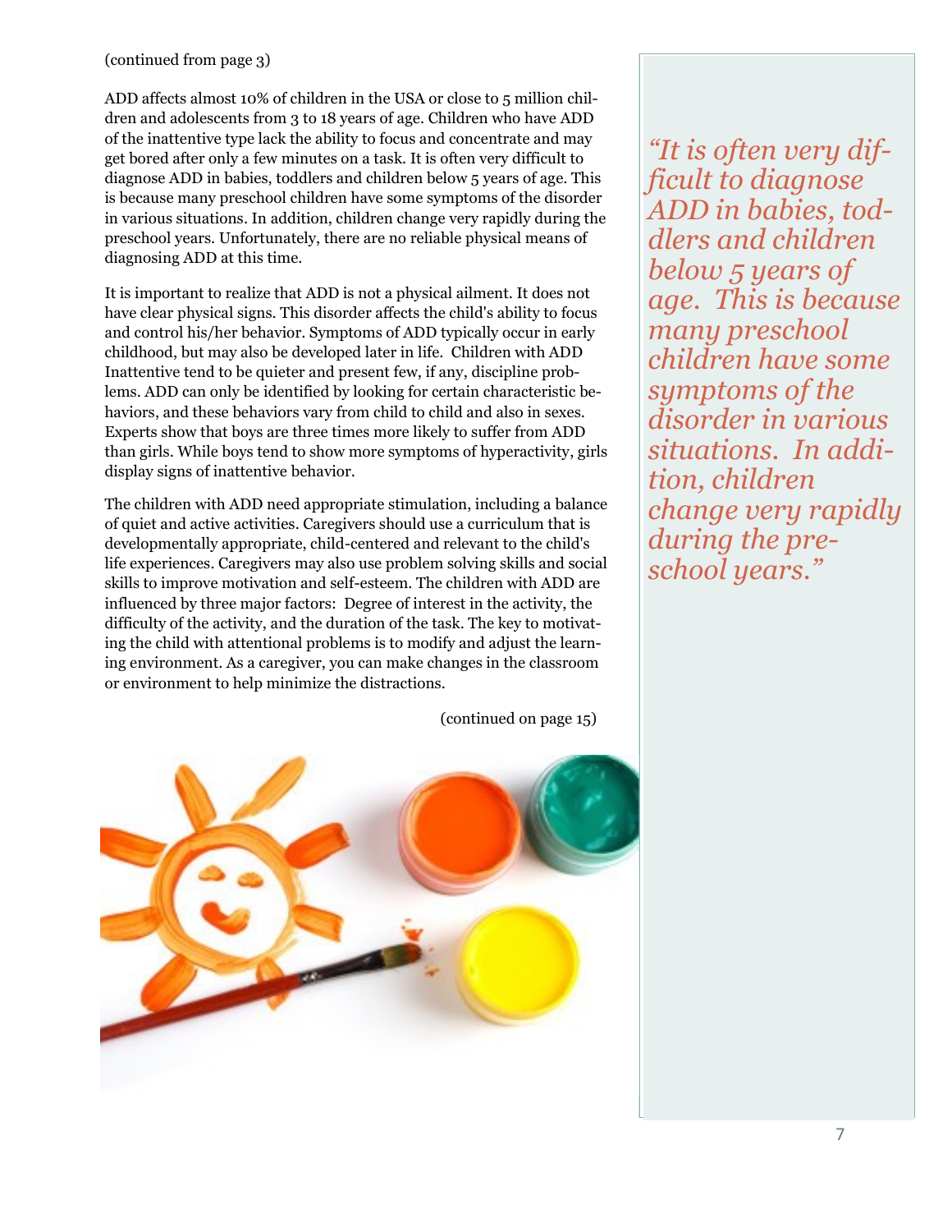(continued from page 3)

ADD affects almost 10% of children in the USA or close to 5 million children and adolescents from 3 to 18 years of age. Children who have ADD of the inattentive type lack the ability to focus and concentrate and may get bored after only a few minutes on a task. It is often very difficult to diagnose ADD in babies, toddlers and children below 5 years of age. This is because many preschool children have some symptoms of the disorder in various situations. In addition, children change very rapidly during the preschool years. Unfortunately, there are no reliable physical means of diagnosing ADD at this time.

It is important to realize that ADD is not a physical ailment. It does not have clear physical signs. This disorder affects the child's ability to focus and control his/her behavior. Symptoms of ADD typically occur in early childhood, but may also be developed later in life. Children with ADD Inattentive tend to be quieter and present few, if any, discipline problems. ADD can only be identified by looking for certain characteristic behaviors, and these behaviors vary from child to child and also in sexes. Experts show that boys are three times more likely to suffer from ADD than girls. While boys tend to show more symptoms of hyperactivity, girls display signs of inattentive behavior.

The children with ADD need appropriate stimulation, including a balance of quiet and active activities. Caregivers should use a curriculum that is developmentally appropriate, child-centered and relevant to the child's life experiences. Caregivers may also use problem solving skills and social skills to improve motivation and self-esteem. The children with ADD are influenced by three major factors: Degree of interest in the activity, the difficulty of the activity, and the duration of the task. The key to motivating the child with attentional problems is to modify and adjust the learning environment. As a caregiver, you can make changes in the classroom or environment to help minimize the distractions.

(continued on page 15)

*"It is often very difficult to diagnose ADD in babies, toddlers and children below 5 years of age. This is because many preschool children have some symptoms of the disorder in various situations. In addition, children change very rapidly during the preschool years."*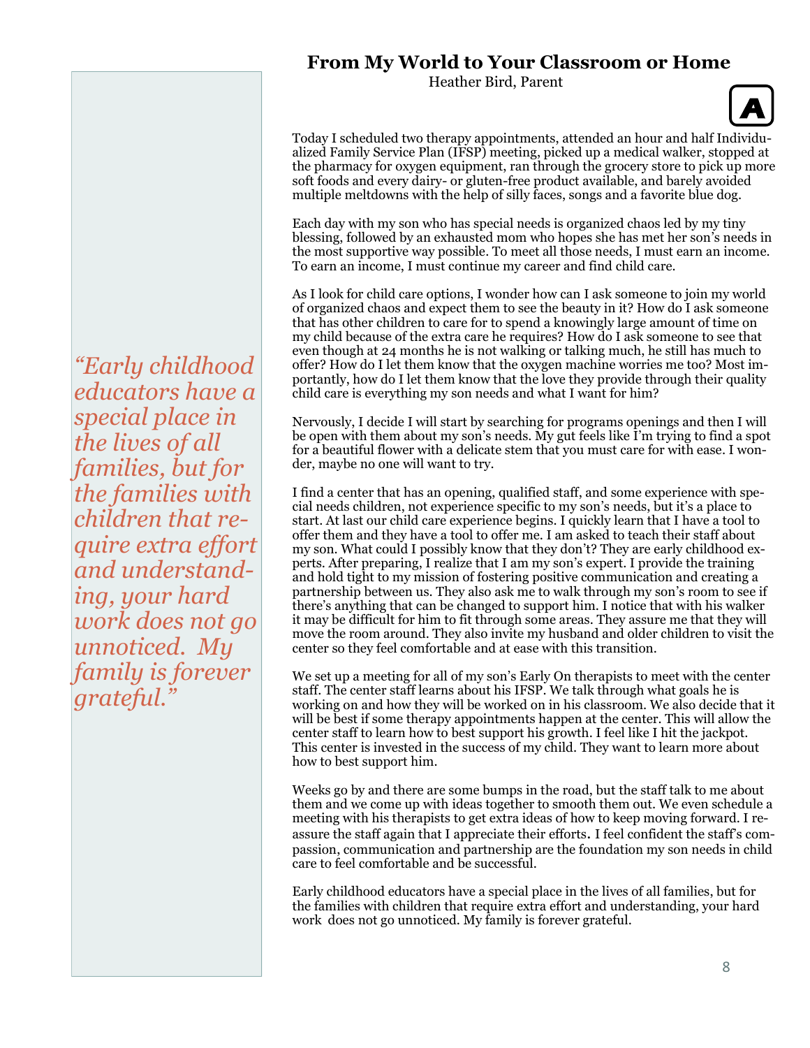## From My World to Your Classroom or Home

Heather Bird, Parent

*"Early childhood educators have a special place in the lives of all families, but for the families with children that require extra effort and understanding, your hard work does not go unnoticed. My family is forever grateful."*

Today I scheduled two therapy appointments, attended an hour and half Individualized Family Service Plan (IFSP) meeting, picked up a medical walker, stopped at the pharmacy for oxygen equipment, ran through the grocery store to pick up more soft foods and every dairy- or gluten-free product available, and barely avoided multiple meltdowns with the help of silly faces, songs and a favorite blue dog.

Each day with my son who has special needs is organized chaos led by my tiny blessing, followed by an exhausted mom who hopes she has met her son's needs in the most supportive way possible. To meet all those needs, I must earn an income. To earn an income, I must continue my career and find child care.

As I look for child care options, I wonder how can I ask someone to join my world of organized chaos and expect them to see the beauty in it? How do I ask someone that has other children to care for to spend a knowingly large amount of time on my child because of the extra care he requires? How do I ask someone to see that even though at 24 months he is not walking or talking much, he still has much to offer? How do I let them know that the oxygen machine worries me too? Most importantly, how do I let them know that the love they provide through their quality child care is everything my son needs and what I want for him?

Nervously, I decide I will start by searching for programs openings and then I will be open with them about my son's needs. My gut feels like I'm trying to find a spot for a beautiful flower with a delicate stem that you must care for with ease. I wonder, maybe no one will want to try.

I find a center that has an opening, qualified staff, and some experience with special needs children, not experience specific to my son's needs, but it's a place to start. At last our child care experience begins. I quickly learn that I have a tool to offer them and they have a tool to offer me. I am asked to teach their staff about my son. What could I possibly know that they don't? They are early childhood experts. After preparing, I realize that I am my son's expert. I provide the training and hold tight to my mission of fostering positive communication and creating a partnership between us. They also ask me to walk through my son's room to see if there's anything that can be changed to support him. I notice that with his walker it may be difficult for him to fit through some areas. They assure me that they will move the room around. They also invite my husband and older children to visit the center so they feel comfortable and at ease with this transition.

We set up a meeting for all of my son's Early On therapists to meet with the center staff. The center staff learns about his IFSP. We talk through what goals he is working on and how they will be worked on in his classroom. We also decide that it will be best if some therapy appointments happen at the center. This will allow the center staff to learn how to best support his growth. I feel like I hit the jackpot. This center is invested in the success of my child. They want to learn more about how to best support him.

Weeks go by and there are some bumps in the road, but the staff talk to me about them and we come up with ideas together to smooth them out. We even schedule a meeting with his therapists to get extra ideas of how to keep moving forward. I reassure the staff again that I appreciate their efforts. I feel confident the staff's compassion, communication and partnership are the foundation my son needs in child care to feel comfortable and be successful.

Early childhood educators have a special place in the lives of all families, but for the families with children that require extra effort and understanding, your hard work does not go unnoticed. My family is forever grateful.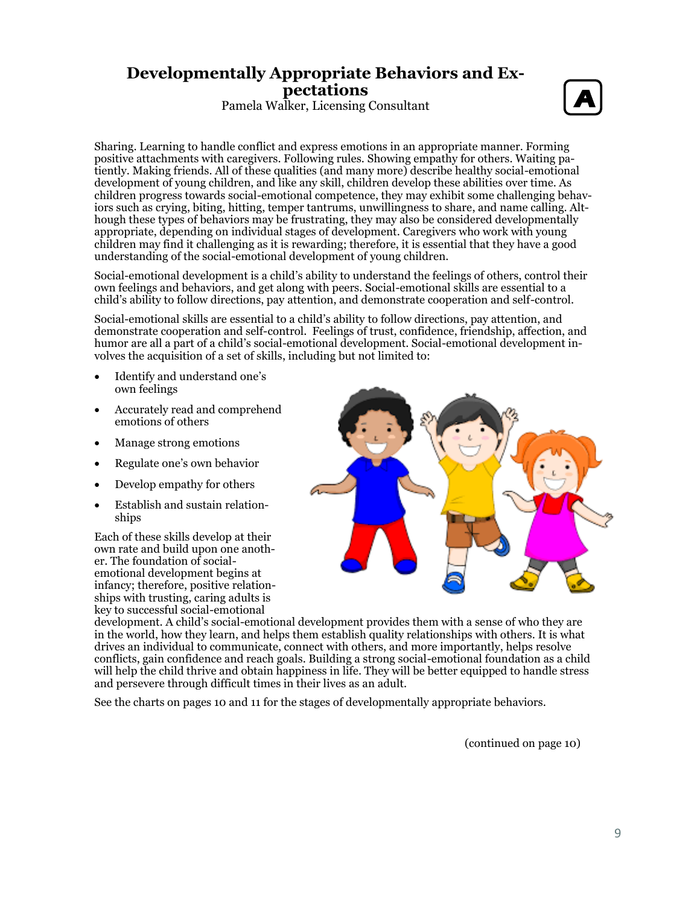# Developmentally Appropriate Behaviors and Expectations

Pamela Walker, Licensing Consultant

Sharing. Learning to handle conflict and express emotions in an appropriate manner. Forming positive attachments with caregivers. Following rules. Showing empathy for others. Waiting patiently. Making friends. All of these qualities (and many more) describe healthy social-emotional development of young children, and like any skill, children develop these abilities over time. As children progress towards social-emotional competence, they may exhibit some challenging behaviors such as crying, biting, hitting, temper tantrums, unwillingness to share, and name calling. Although these types of behaviors may be frustrating, they may also be considered developmentally appropriate, depending on individual stages of development. Caregivers who work with young children may find it challenging as it is rewarding; therefore, it is essential that they have a good understanding of the social-emotional development of young children.

Social-emotional development is a child's ability to understand the feelings of others, control their own feelings and behaviors, and get along with peers. Social-emotional skills are essential to a child's ability to follow directions, pay attention, and demonstrate cooperation and self-control.

Social-emotional skills are essential to a child's ability to follow directions, pay attention, and demonstrate cooperation and self-control. Feelings of trust, confidence, friendship, affection, and humor are all a part of a child's social-emotional development. Social-emotional development involves the acquisition of a set of skills, including but not limited to:

- Identify and understand one's own feelings
- Accurately read and comprehend emotions of others
- Manage strong emotions
- Regulate one's own behavior
- Develop empathy for others
- Establish and sustain relationships

Each of these skills develop at their own rate and build upon one another. The foundation of social-emotional development begins at infancy; therefore, positive relationships with trusting, caring adults is key to successful social-emotional development. A child's social-emotional development provides them with a sense of who they are in the world, how they learn, and helps them establish quality relationships with others. It is what drives an individual to communicate, connect with others, and more importantly, helps resolve conflicts, gain confidence and reach goals. Building a strong social-emotional foundation as a child will help the child thrive and obtain happiness in life. They will be better equipped to handle stress and persevere through difficult times in their lives as an adult.

See the charts on pages 10 and 11 for the stages of developmentally appropriate behaviors.

(continued on page 10)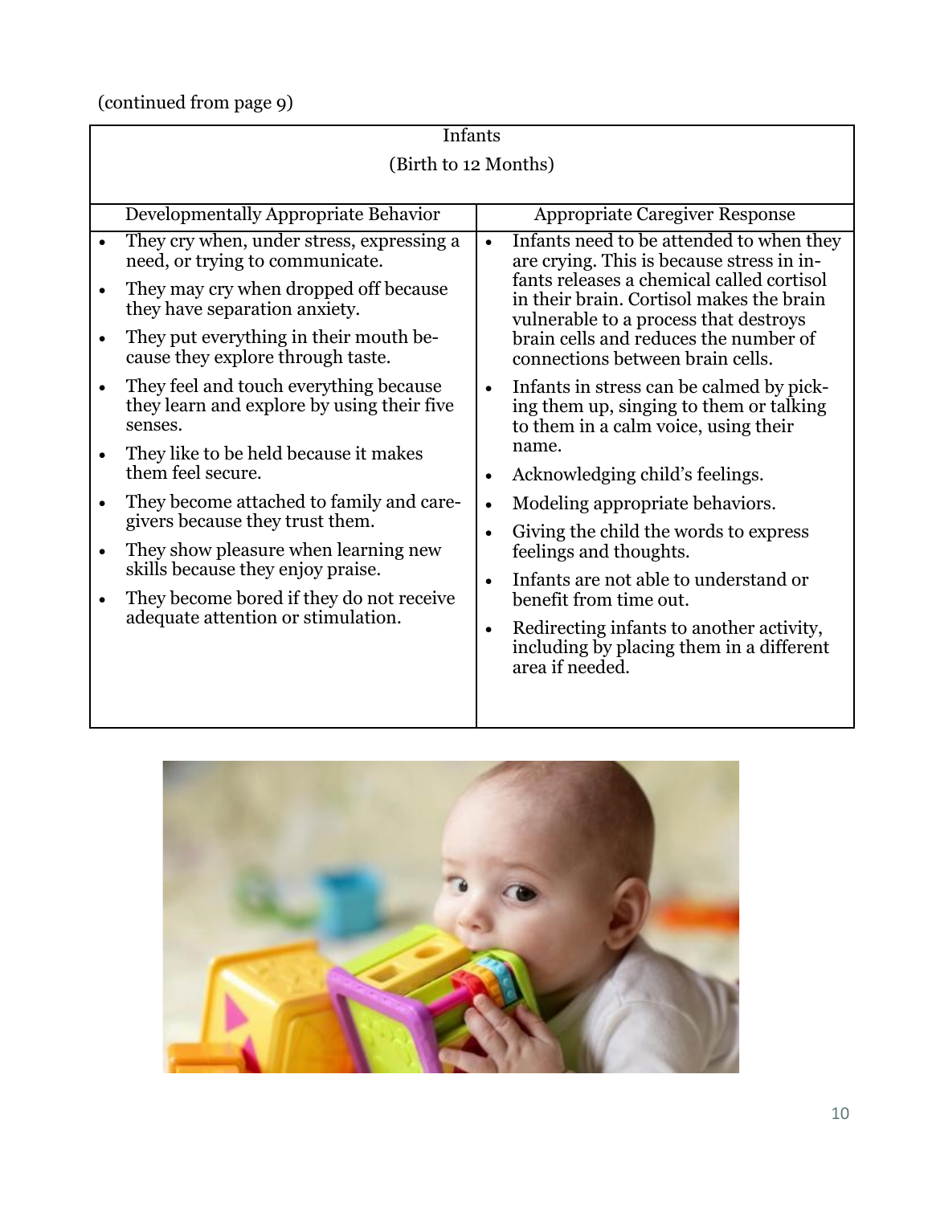(continued from page 9)

| Infants (Birth to 12 Months) | |
|---|---|
| Developmentally Appropriate Behavior | Appropriate Caregiver Response |
| • They cry when, under stress, expressing a need, or trying to communicate.<br>• They may cry when dropped off because they have separation anxiety.<br>• They put everything in their mouth because they explore through taste.<br>• They feel and touch everything because they learn and explore by using their five senses.<br>• They like to be held because it makes them feel secure.<br>• They become attached to family and caregivers because they trust them.<br>• They show pleasure when learning new skills because they enjoy praise.<br>• They become bored if they do not receive adequate attention or stimulation. | • Infants need to be attended to when they are crying. This is because stress in infants releases a chemical called cortisol in their brain. Cortisol makes the brain vulnerable to a process that destroys brain cells and reduces the number of connections between brain cells.<br>• Infants in stress can be calmed by picking them up, singing to them or talking to them in a calm voice, using their name.<br>• Acknowledging child's feelings.<br>• Modeling appropriate behaviors.<br>• Giving the child the words to express feelings and thoughts.<br>• Infants are not able to understand or benefit from time out.<br>• Redirecting infants to another activity, including by placing them in a different area if needed. |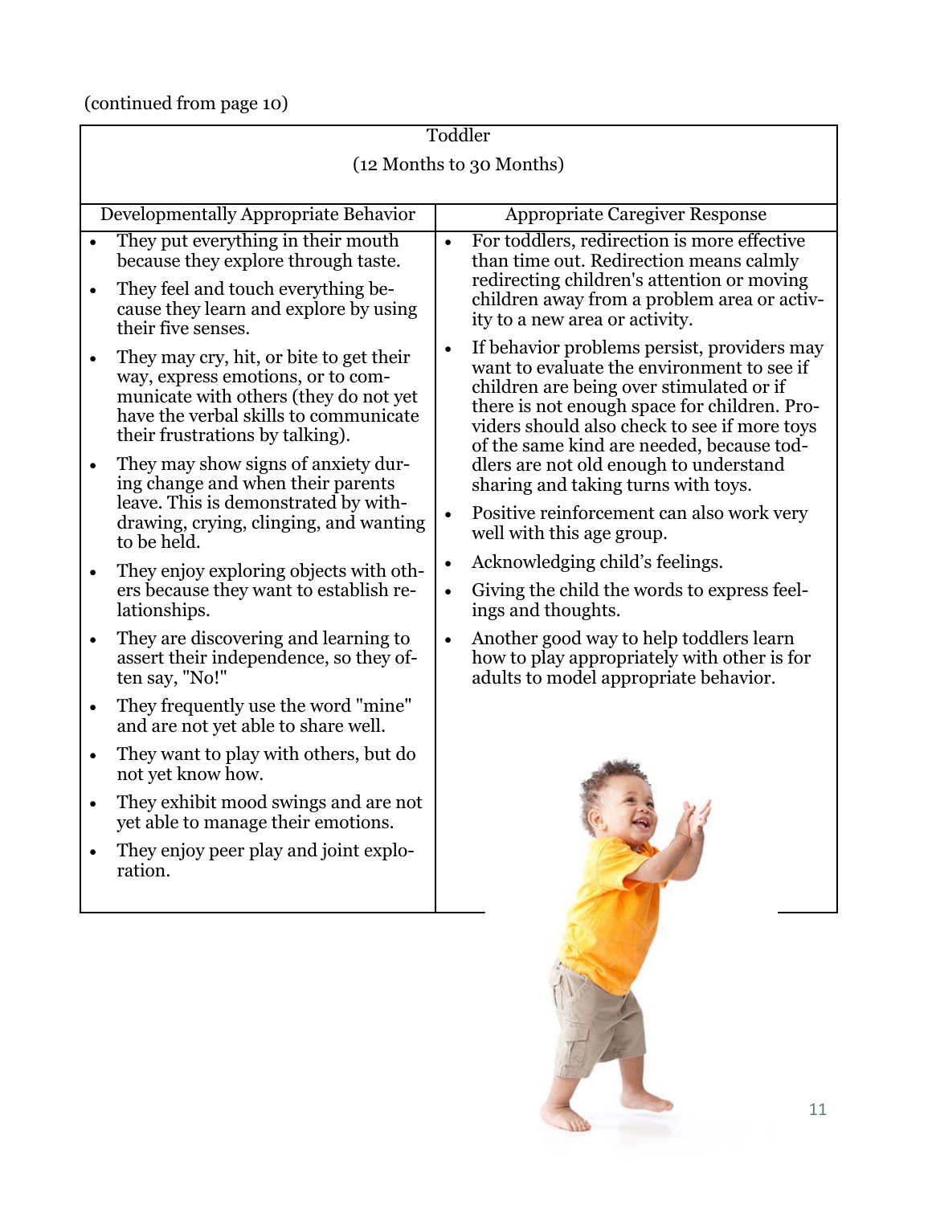(continued from page 10)

| Toddler (12 Months to 30 Months) | |
|---|---|
| Developmentally Appropriate Behavior | Appropriate Caregiver Response |
| • They put everything in their mouth because they explore through taste.<br>• They feel and touch everything because they learn and explore by using their five senses.<br>• They may cry, hit, or bite to get their way, express emotions, or to communicate with others (they do not yet have the verbal skills to communicate their frustrations by talking).<br>• They may show signs of anxiety during change and when their parents leave. This is demonstrated by withdrawing, crying, clinging, and wanting to be held.<br>• They enjoy exploring objects with others because they want to establish relationships.<br>• They are discovering and learning to assert their independence, so they often say, "No!"<br>• They frequently use the word "mine" and are not yet able to share well.<br>• They want to play with others, but do not yet know how.<br>• They exhibit mood swings and are not yet able to manage their emotions.<br>• They enjoy peer play and joint exploration. | • For toddlers, redirection is more effective than time out. Redirection means calmly redirecting children's attention or moving children away from a problem area or activity to a new area or activity.<br>• If behavior problems persist, providers may want to evaluate the environment to see if children are being over stimulated or if there is not enough space for children. Providers should also check to see if more toys of the same kind are needed, because toddlers are not old enough to understand sharing and taking turns with toys.<br>• Positive reinforcement can also work very well with this age group.<br>• Acknowledging child's feelings.<br>• Giving the child the words to express feelings and thoughts.<br>• Another good way to help toddlers learn how to play appropriately with other is for adults to model appropriate behavior. |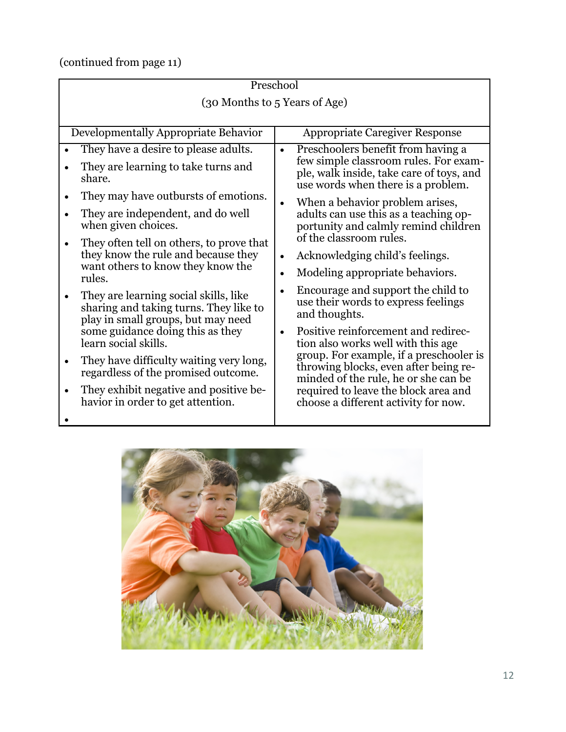(continued from page 11)

| Preschool (30 Months to 5 Years of Age) | |
|---|---|
| Developmentally Appropriate Behavior | Appropriate Caregiver Response |
| • They have a desire to please adults.<br>• They are learning to take turns and share.<br>• They may have outbursts of emotions.<br>• They are independent, and do well when given choices.<br>• They often tell on others, to prove that they know the rule and because they want others to know they know the rules.<br>• They are learning social skills, like sharing and taking turns. They like to play in small groups, but may need some guidance doing this as they learn social skills.<br>• They have difficulty waiting very long, regardless of the promised outcome.<br>• They exhibit negative and positive behavior in order to get attention.<br>• | • Preschoolers benefit from having a few simple classroom rules. For example, walk inside, take care of toys, and use words when there is a problem.<br>• When a behavior problem arises, adults can use this as a teaching opportunity and calmly remind children of the classroom rules.<br>• Acknowledging child's feelings.<br>• Modeling appropriate behaviors.<br>• Encourage and support the child to use their words to express feelings and thoughts.<br>• Positive reinforcement and redirection also works well with this age group. For example, if a preschooler is throwing blocks, even after being reminded of the rule, he or she can be required to leave the block area and choose a different activity for now. |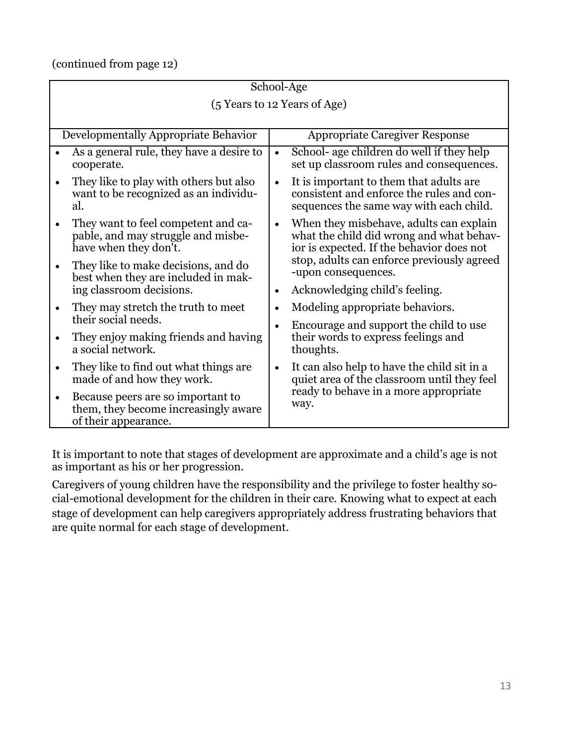(continued from page 12)

| School-Age (5 Years to 12 Years of Age) | |
|---|---|
| **Developmentally Appropriate Behavior** | **Appropriate Caregiver Response** |
| • As a general rule, they have a desire to cooperate.<br>• They like to play with others but also want to be recognized as an individual.<br>• They want to feel competent and capable, and may struggle and misbehave when they don't.<br>• They like to make decisions, and do best when they are included in making classroom decisions.<br>• They may stretch the truth to meet their social needs.<br>• They enjoy making friends and having a social network.<br>• They like to find out what things are made of and how they work.<br>• Because peers are so important to them, they become increasingly aware of their appearance. | • School- age children do well if they help set up classroom rules and consequences.<br>• It is important to them that adults are consistent and enforce the rules and consequences the same way with each child.<br>• When they misbehave, adults can explain what the child did wrong and what behavior is expected. If the behavior does not stop, adults can enforce previously agreed-upon consequences.<br>• Acknowledging child's feeling.<br>• Modeling appropriate behaviors.<br>• Encourage and support the child to use their words to express feelings and thoughts.<br>• It can also help to have the child sit in a quiet area of the classroom until they feel ready to behave in a more appropriate way. |

It is important to note that stages of development are approximate and a child's age is not as important as his or her progression.

Caregivers of young children have the responsibility and the privilege to foster healthy social-emotional development for the children in their care. Knowing what to expect at each stage of development can help caregivers appropriately address frustrating behaviors that are quite normal for each stage of development.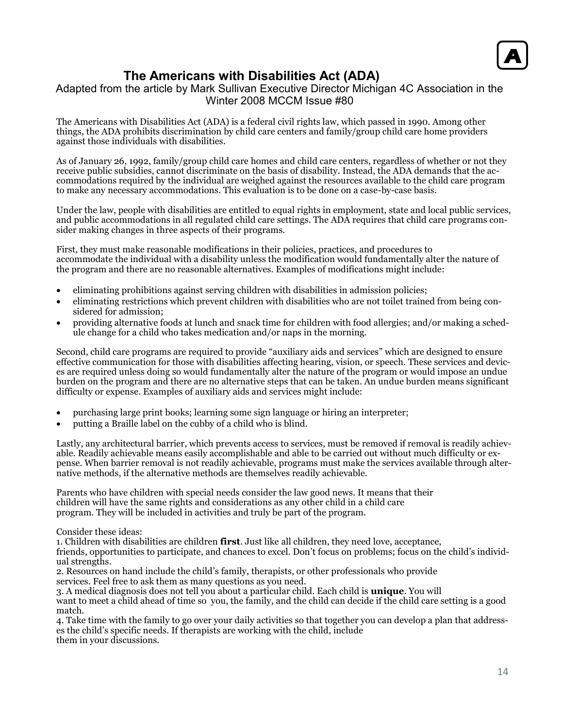# The Americans with Disabilities Act (ADA)

Adapted from the article by Mark Sullivan Executive Director Michigan 4C Association in the Winter 2008 MCCM Issue #80

The Americans with Disabilities Act (ADA) is a federal civil rights law, which passed in 1990. Among other things, the ADA prohibits discrimination by child care centers and family/group child care home providers against those individuals with disabilities.

As of January 26, 1992, family/group child care homes and child care centers, regardless of whether or not they receive public subsidies, cannot discriminate on the basis of disability. Instead, the ADA demands that the accommodations required by the individual are weighed against the resources available to the child care program to make any necessary accommodations. This evaluation is to be done on a case-by-case basis.

Under the law, people with disabilities are entitled to equal rights in employment, state and local public services, and public accommodations in all regulated child care settings. The ADA requires that child care programs consider making changes in three aspects of their programs.

First, they must make reasonable modifications in their policies, practices, and procedures to accommodate the individual with a disability unless the modification would fundamentally alter the nature of the program and there are no reasonable alternatives. Examples of modifications might include:

- eliminating prohibitions against serving children with disabilities in admission policies;
- eliminating restrictions which prevent children with disabilities who are not toilet trained from being considered for admission;
- providing alternative foods at lunch and snack time for children with food allergies; and/or making a schedule change for a child who takes medication and/or naps in the morning.

Second, child care programs are required to provide "auxiliary aids and services" which are designed to ensure effective communication for those with disabilities affecting hearing, vision, or speech. These services and devices are required unless doing so would fundamentally alter the nature of the program or would impose an undue burden on the program and there are no alternative steps that can be taken. An undue burden means significant difficulty or expense. Examples of auxiliary aids and services might include:

- purchasing large print books; learning some sign language or hiring an interpreter;
- putting a Braille label on the cubby of a child who is blind.

Lastly, any architectural barrier, which prevents access to services, must be removed if removal is readily achievable. Readily achievable means easily accomplishable and able to be carried out without much difficulty or expense. When barrier removal is not readily achievable, programs must make the services available through alternative methods, if the alternative methods are themselves readily achievable.

Parents who have children with special needs consider the law good news. It means that their children will have the same rights and considerations as any other child in a child care program. They will be included in activities and truly be part of the program.

Consider these ideas:

1. Children with disabilities are children **first**. Just like all children, they need love, acceptance, friends, opportunities to participate, and chances to excel. Don't focus on problems; focus on the child's individual strengths.
2. Resources on hand include the child's family, therapists, or other professionals who provide services. Feel free to ask them as many questions as you need.
3. A medical diagnosis does not tell you about a particular child. Each child is **unique**. You will want to meet a child ahead of time so you, the family, and the child can decide if the child care setting is a good match.
4. Take time with the family to go over your daily activities so that together you can develop a plan that addresses the child's specific needs. If therapists are working with the child, include them in your discussions.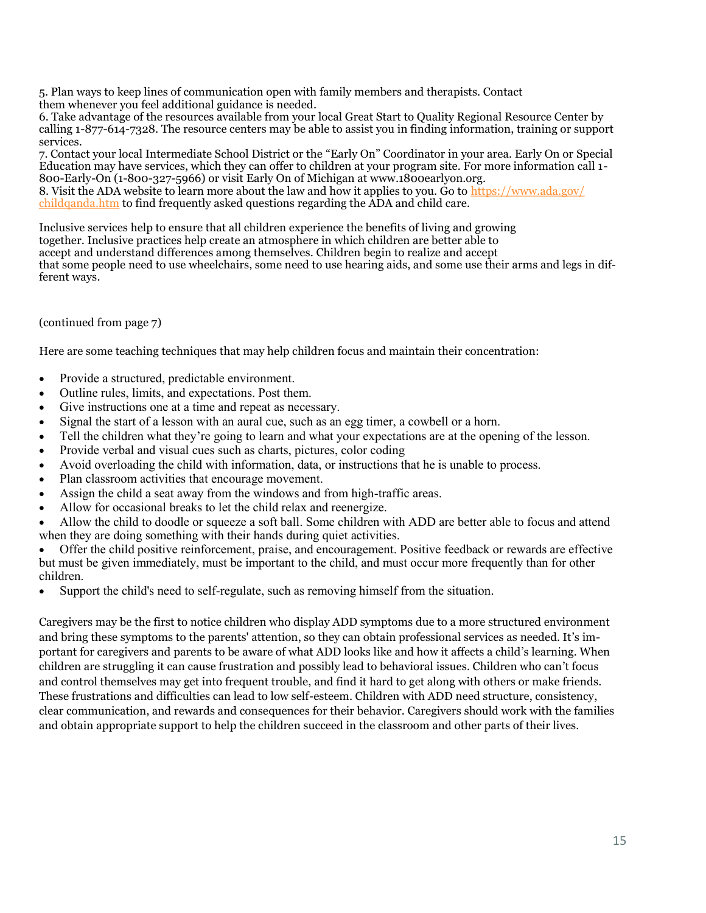5. Plan ways to keep lines of communication open with family members and therapists. Contact them whenever you feel additional guidance is needed.
6. Take advantage of the resources available from your local Great Start to Quality Regional Resource Center by calling 1-877-614-7328. The resource centers may be able to assist you in finding information, training or support services.
7. Contact your local Intermediate School District or the "Early On" Coordinator in your area. Early On or Special Education may have services, which they can offer to children at your program site. For more information call 1-800-Early-On (1-800-327-5966) or visit Early On of Michigan at www.1800earlyon.org.
8. Visit the ADA website to learn more about the law and how it applies to you. Go to https://www.ada.gov/childqanda.htm to find frequently asked questions regarding the ADA and child care.

Inclusive services help to ensure that all children experience the benefits of living and growing together. Inclusive practices help create an atmosphere in which children are better able to accept and understand differences among themselves. Children begin to realize and accept that some people need to use wheelchairs, some need to use hearing aids, and some use their arms and legs in different ways.

(continued from page 7)

Here are some teaching techniques that may help children focus and maintain their concentration:

- Provide a structured, predictable environment.
- Outline rules, limits, and expectations. Post them.
- Give instructions one at a time and repeat as necessary.
- Signal the start of a lesson with an aural cue, such as an egg timer, a cowbell or a horn.
- Tell the children what they're going to learn and what your expectations are at the opening of the lesson.
- Provide verbal and visual cues such as charts, pictures, color coding
- Avoid overloading the child with information, data, or instructions that he is unable to process.
- Plan classroom activities that encourage movement.
- Assign the child a seat away from the windows and from high-traffic areas.
- Allow for occasional breaks to let the child relax and reenergize.
- Allow the child to doodle or squeeze a soft ball. Some children with ADD are better able to focus and attend when they are doing something with their hands during quiet activities.
- Offer the child positive reinforcement, praise, and encouragement. Positive feedback or rewards are effective but must be given immediately, must be important to the child, and must occur more frequently than for other children.
- Support the child's need to self-regulate, such as removing himself from the situation.

Caregivers may be the first to notice children who display ADD symptoms due to a more structured environment and bring these symptoms to the parents' attention, so they can obtain professional services as needed. It's important for caregivers and parents to be aware of what ADD looks like and how it affects a child's learning. When children are struggling it can cause frustration and possibly lead to behavioral issues. Children who can't focus and control themselves may get into frequent trouble, and find it hard to get along with others or make friends. These frustrations and difficulties can lead to low self-esteem. Children with ADD need structure, consistency, clear communication, and rewards and consequences for their behavior. Caregivers should work with the families and obtain appropriate support to help the children succeed in the classroom and other parts of their lives.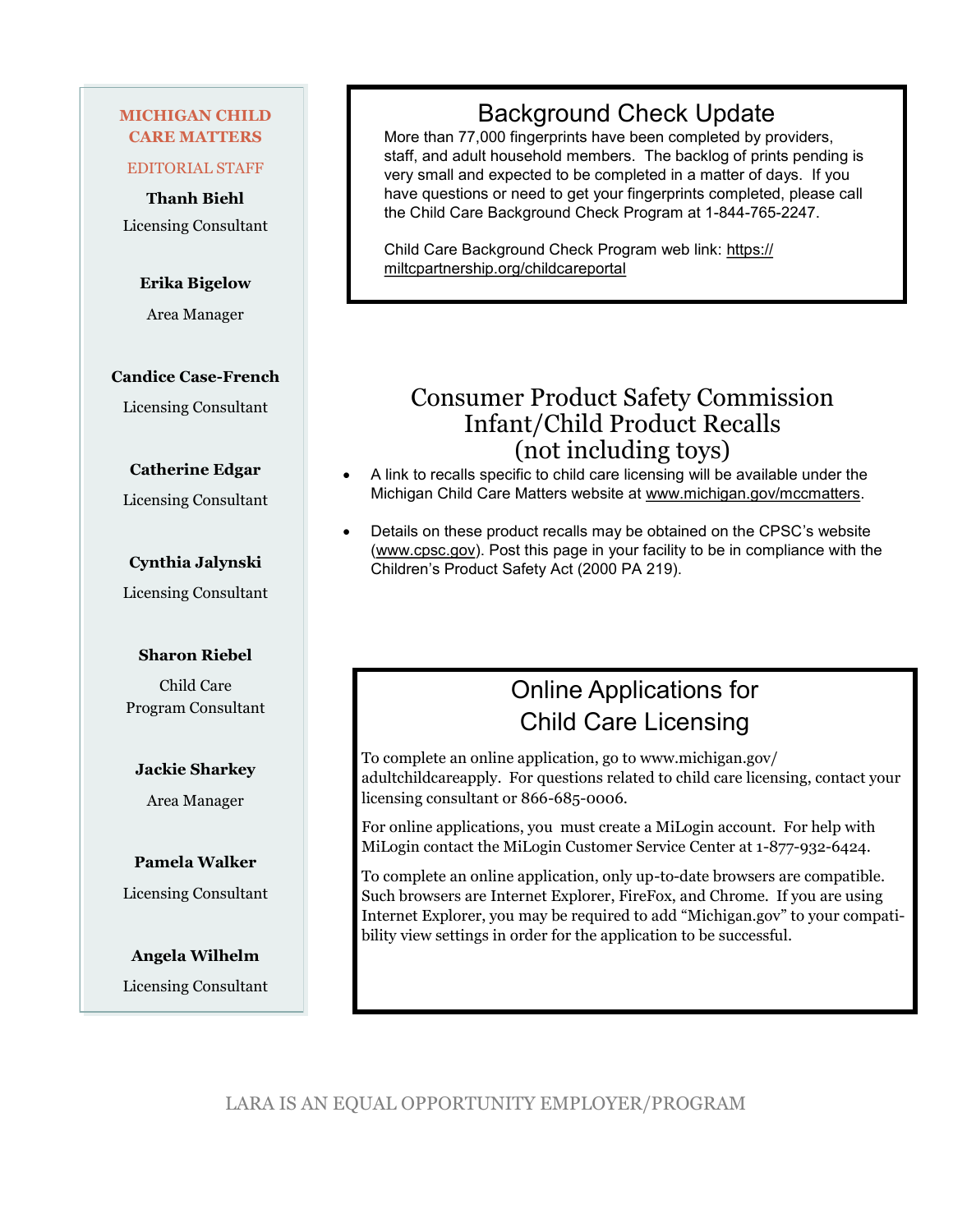**MICHIGAN CHILD CARE MATTERS**

EDITORIAL STAFF

**Thanh Biehl**
Licensing Consultant

**Erika Bigelow**
Area Manager

**Candice Case-French**
Licensing Consultant

**Catherine Edgar**
Licensing Consultant

**Cynthia Jalynski**
Licensing Consultant

**Sharon Riebel**
Child Care Program Consultant

**Jackie Sharkey**
Area Manager

**Pamela Walker**
Licensing Consultant

**Angela Wilhelm**
Licensing Consultant

## Background Check Update

More than 77,000 fingerprints have been completed by providers, staff, and adult household members. The backlog of prints pending is very small and expected to be completed in a matter of days. If you have questions or need to get your fingerprints completed, please call the Child Care Background Check Program at 1-844-765-2247.

Child Care Background Check Program web link: https://miltcpartnership.org/childcareportal

## Consumer Product Safety Commission Infant/Child Product Recalls (not including toys)

- A link to recalls specific to child care licensing will be available under the Michigan Child Care Matters website at www.michigan.gov/mccmatters.
- Details on these product recalls may be obtained on the CPSC's website (www.cpsc.gov). Post this page in your facility to be in compliance with the Children's Product Safety Act (2000 PA 219).

## Online Applications for Child Care Licensing

To complete an online application, go to www.michigan.gov/adultchildcareapply. For questions related to child care licensing, contact your licensing consultant or 866-685-0006.

For online applications, you must create a MiLogin account. For help with MiLogin contact the MiLogin Customer Service Center at 1-877-932-6424.

To complete an online application, only up-to-date browsers are compatible. Such browsers are Internet Explorer, FireFox, and Chrome. If you are using Internet Explorer, you may be required to add "Michigan.gov" to your compatibility view settings in order for the application to be successful.

LARA IS AN EQUAL OPPORTUNITY EMPLOYER/PROGRAM